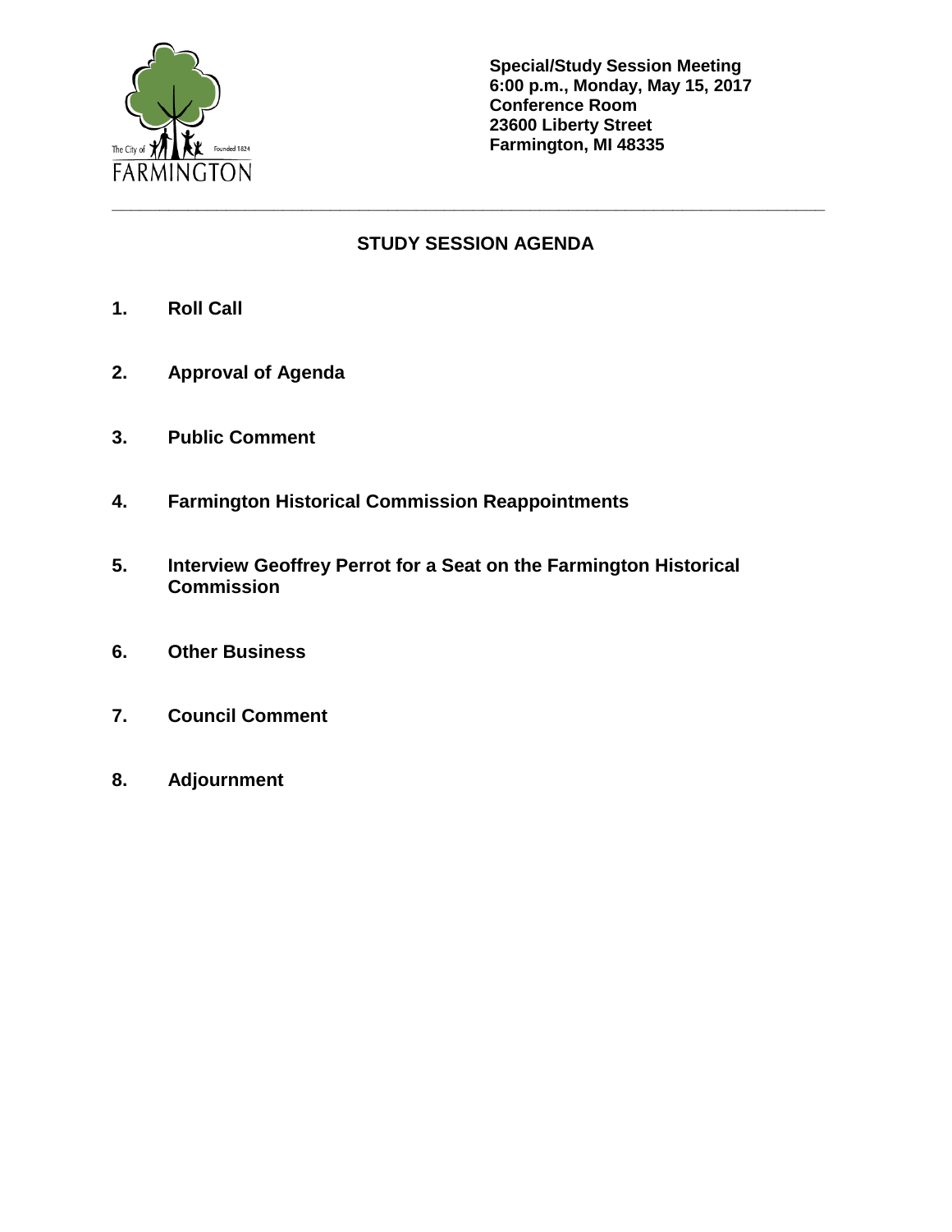The City of Founded 1824
FARMINGTON

**Special/Study Session Meeting**
**6:00 p.m., Monday, May 15, 2017**
**Conference Room**
**23600 Liberty Street**
**Farmington, MI 48335**

---

## STUDY SESSION AGENDA

1. **Roll Call**

2. **Approval of Agenda**

3. **Public Comment**

4. **Farmington Historical Commission Reappointments**

5. **Interview Geoffrey Perrot for a Seat on the Farmington Historical Commission**

6. **Other Business**

7. **Council Comment**

8. **Adjournment**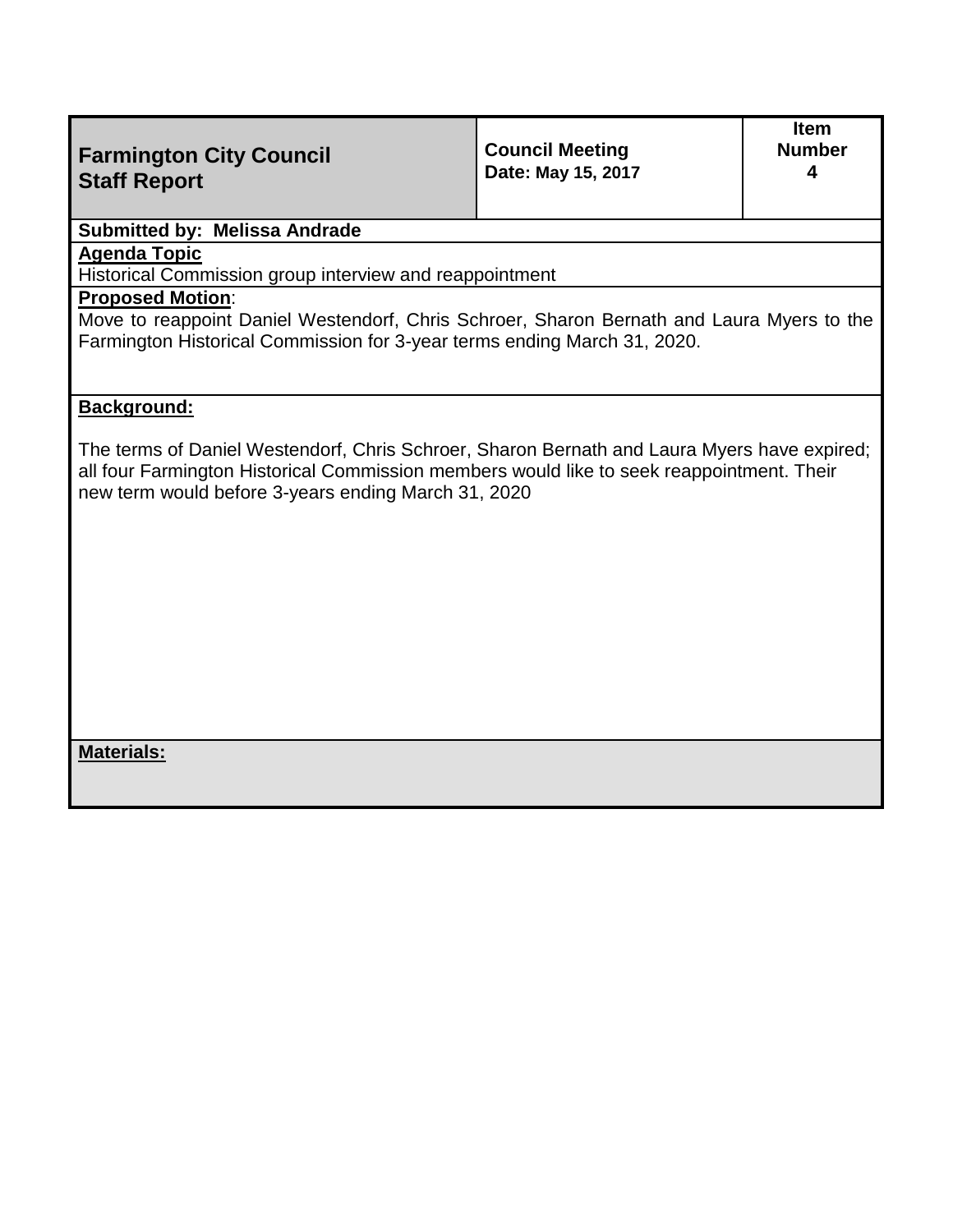| **Farmington City Council Staff Report** | **Council Meeting Date: May 15, 2017** | **Item Number 4** |
|---|---|---|

**Submitted by: Melissa Andrade**

**Agenda Topic**

Historical Commission group interview and reappointment

**Proposed Motion**:

Move to reappoint Daniel Westendorf, Chris Schroer, Sharon Bernath and Laura Myers to the Farmington Historical Commission for 3-year terms ending March 31, 2020.

**Background:**

The terms of Daniel Westendorf, Chris Schroer, Sharon Bernath and Laura Myers have expired; all four Farmington Historical Commission members would like to seek reappointment. Their new term would before 3-years ending March 31, 2020

**Materials:**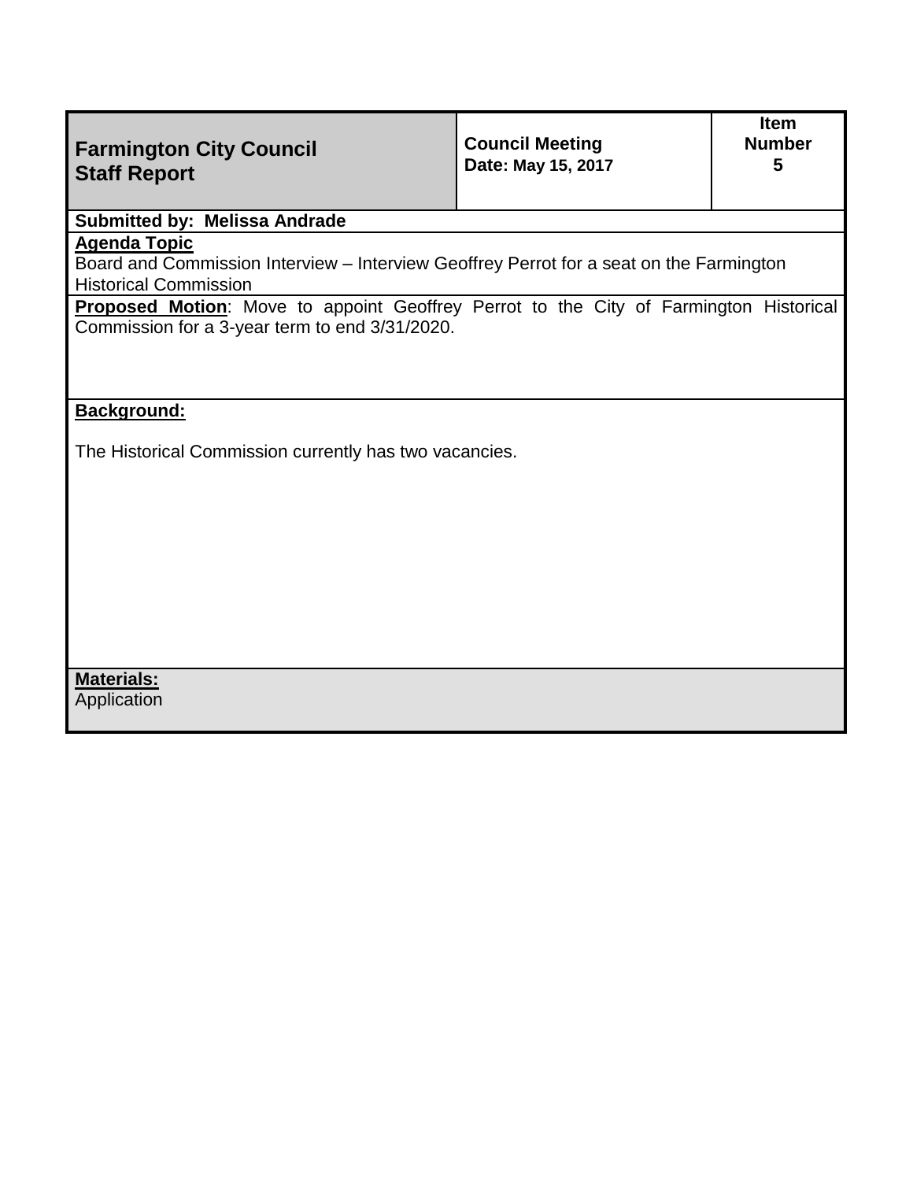| **Farmington City Council Staff Report** | **Council Meeting Date: May 15, 2017** | **Item Number 5** |
|---|---|---|

**Submitted by: Melissa Andrade**

**Agenda Topic**

Board and Commission Interview – Interview Geoffrey Perrot for a seat on the Farmington Historical Commission

**Proposed Motion**: Move to appoint Geoffrey Perrot to the City of Farmington Historical Commission for a 3-year term to end 3/31/2020.

**Background:**

The Historical Commission currently has two vacancies.

**Materials:**

Application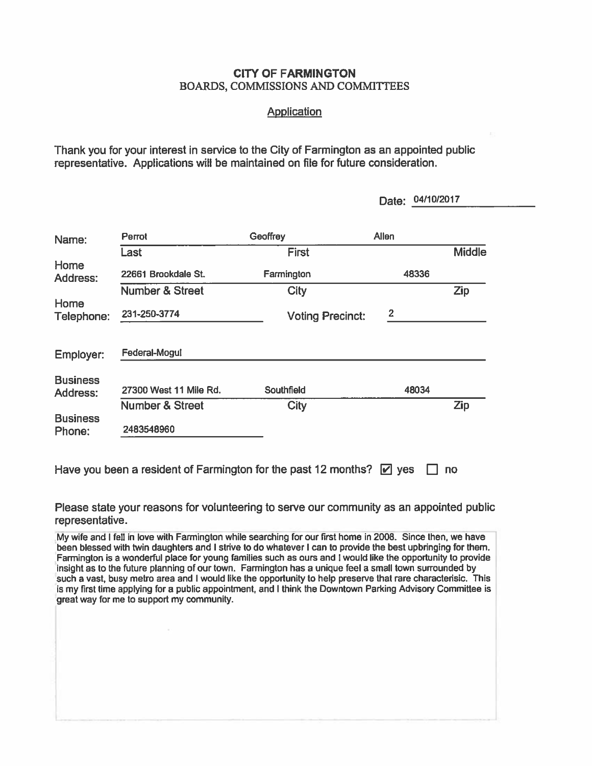**CITY OF FARMINGTON**
BOARDS, COMMISSIONS AND COMMITTEES

Application

Thank you for your interest in service to the City of Farmington as an appointed public representative. Applications will be maintained on file for future consideration.

Date: 04/10/2017

| | | | |
|---|---|---|---|
| Name: | Perrot | Geoffrey | Allen |
| | Last | First | Middle |
| Home Address: | 22661 Brookdale St. | Farmington | 48336 |
| | Number & Street | City | Zip |
| Home Telephone: | 231-250-3774 | Voting Precinct: | 2 |
| Employer: | Federal-Mogul | | |
| Business Address: | 27300 West 11 Mile Rd. | Southfield | 48034 |
| | Number & Street | City | Zip |
| Business Phone: | 2483548960 | | |

Have you been a resident of Farmington for the past 12 months? ☑ yes ☐ no

Please state your reasons for volunteering to serve our community as an appointed public representative.

My wife and I fell in love with Farmington while searching for our first home in 2008. Since then, we have been blessed with twin daughters and I strive to do whatever I can to provide the best upbringing for them. Farmington is a wonderful place for young families such as ours and I would like the opportunity to provide insight as to the future planning of our town. Farmington has a unique feel a small town surrounded by such a vast, busy metro area and I would like the opportunity to help preserve that rare characterisic. This is my first time applying for a public appointment, and I think the Downtown Parking Advisory Committee is great way for me to support my community.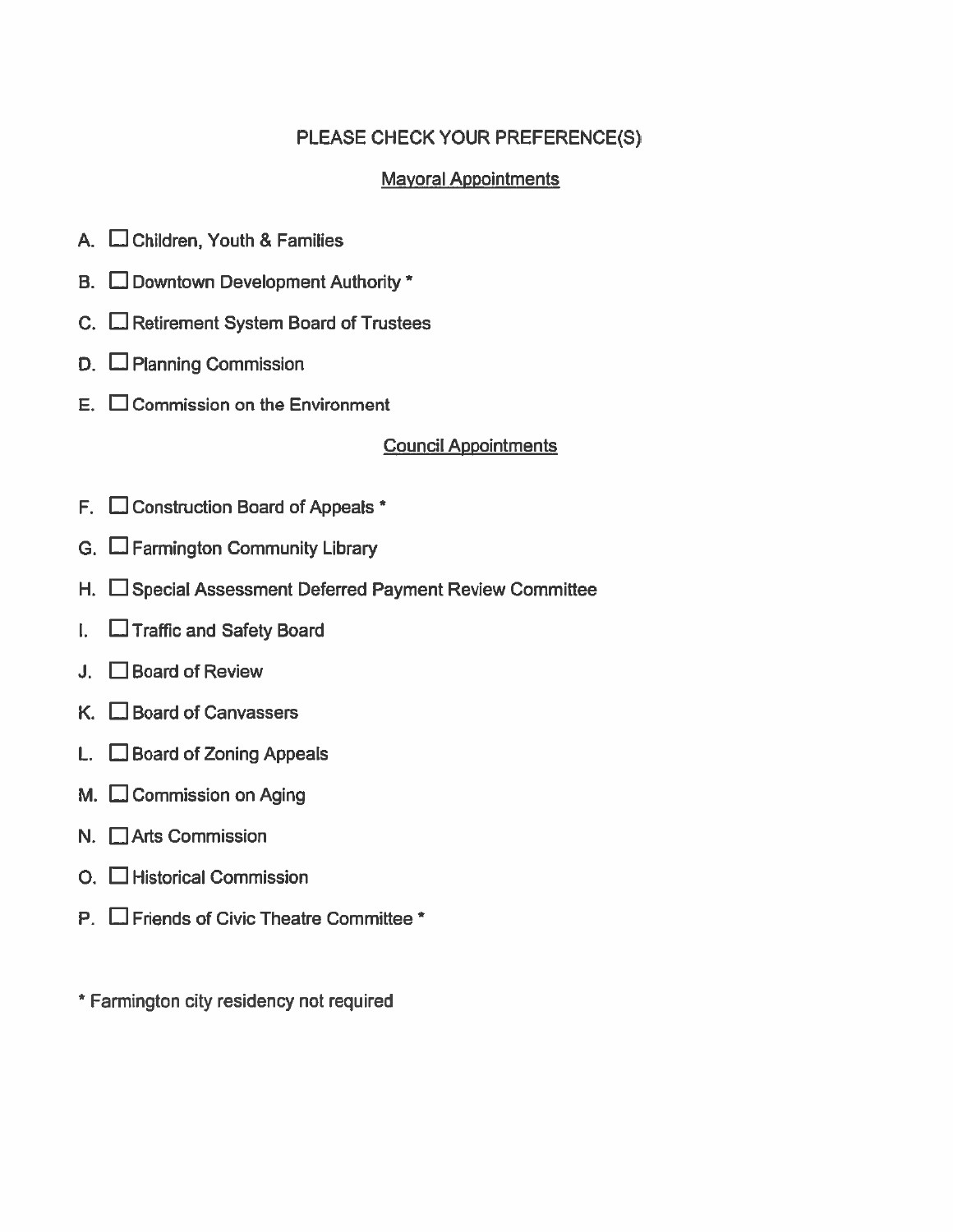## PLEASE CHECK YOUR PREFERENCE(S)

### Mayoral Appointments

A. ☐ Children, Youth & Families

B. ☐ Downtown Development Authority *

C. ☐ Retirement System Board of Trustees

D. ☐ Planning Commission

E. ☐ Commission on the Environment

### Council Appointments

F. ☐ Construction Board of Appeals *

G. ☐ Farmington Community Library

H. ☐ Special Assessment Deferred Payment Review Committee

I. ☐ Traffic and Safety Board

J. ☐ Board of Review

K. ☐ Board of Canvassers

L. ☐ Board of Zoning Appeals

M. ☐ Commission on Aging

N. ☐ Arts Commission

O. ☐ Historical Commission

P. ☐ Friends of Civic Theatre Committee *

* Farmington city residency not required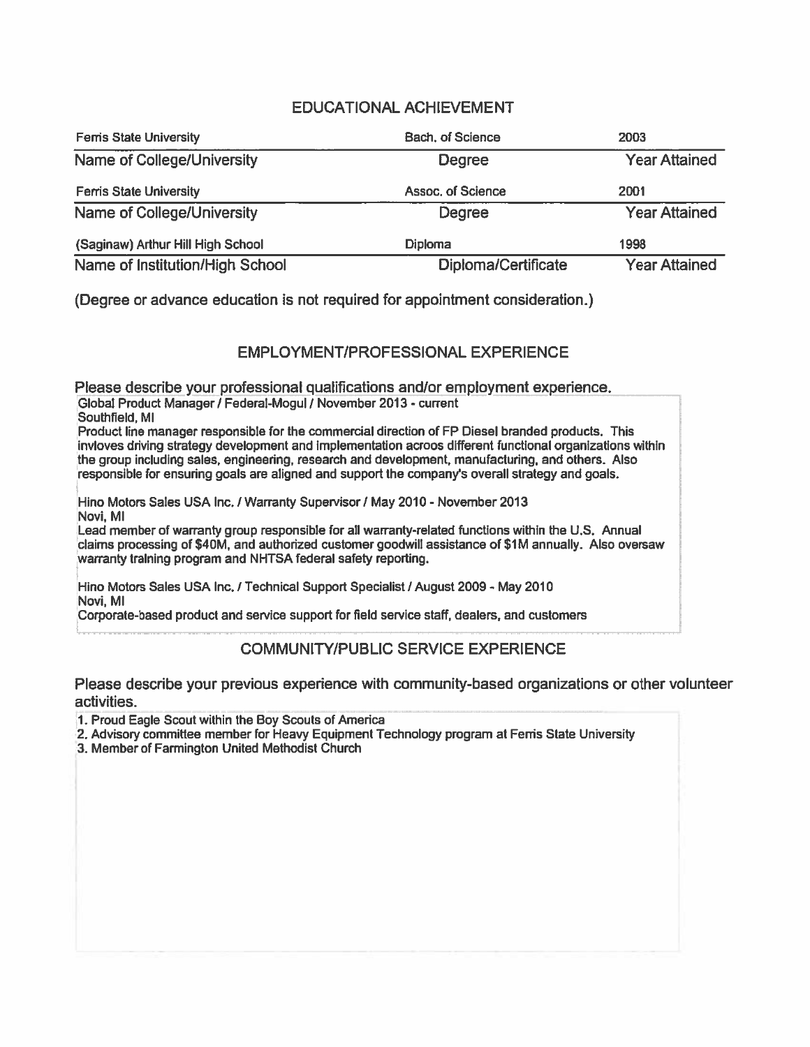## EDUCATIONAL ACHIEVEMENT

| Name of College/University | Degree | Year Attained |
|---|---|---|
| Ferris State University | Bach. of Science | 2003 |

| Name of College/University | Degree | Year Attained |
|---|---|---|
| Ferris State University | Assoc. of Science | 2001 |

| Name of Institution/High School | Diploma/Certificate | Year Attained |
|---|---|---|
| (Saginaw) Arthur Hill High School | Diploma | 1998 |

(Degree or advance education is not required for appointment consideration.)

## EMPLOYMENT/PROFESSIONAL EXPERIENCE

Please describe your professional qualifications and/or employment experience.

Global Product Manager / Federal-Mogul / November 2013 - current
Southfield, MI
Product line manager responsible for the commercial direction of FP Diesel branded products. This invloves driving strategy development and implementation acroos different functional organizations within the group including sales, engineering, research and development, manufacturing, and others. Also responsible for ensuring goals are aligned and support the company's overall strategy and goals.

Hino Motors Sales USA Inc. / Warranty Supervisor / May 2010 - November 2013
Novi, MI
Lead member of warranty group responsible for all warranty-related functions within the U.S. Annual claims processing of $40M, and authorized customer goodwill assistance of $1M annually. Also oversaw warranty training program and NHTSA federal safety reporting.

Hino Motors Sales USA Inc. / Technical Support Specialist / August 2009 - May 2010
Novi, MI
Corporate-based product and service support for field service staff, dealers, and customers

## COMMUNITY/PUBLIC SERVICE EXPERIENCE

Please describe your previous experience with community-based organizations or other volunteer activities.

1. Proud Eagle Scout within the Boy Scouts of America
2. Advisory committee member for Heavy Equipment Technology program at Ferris State University
3. Member of Farmington United Methodist Church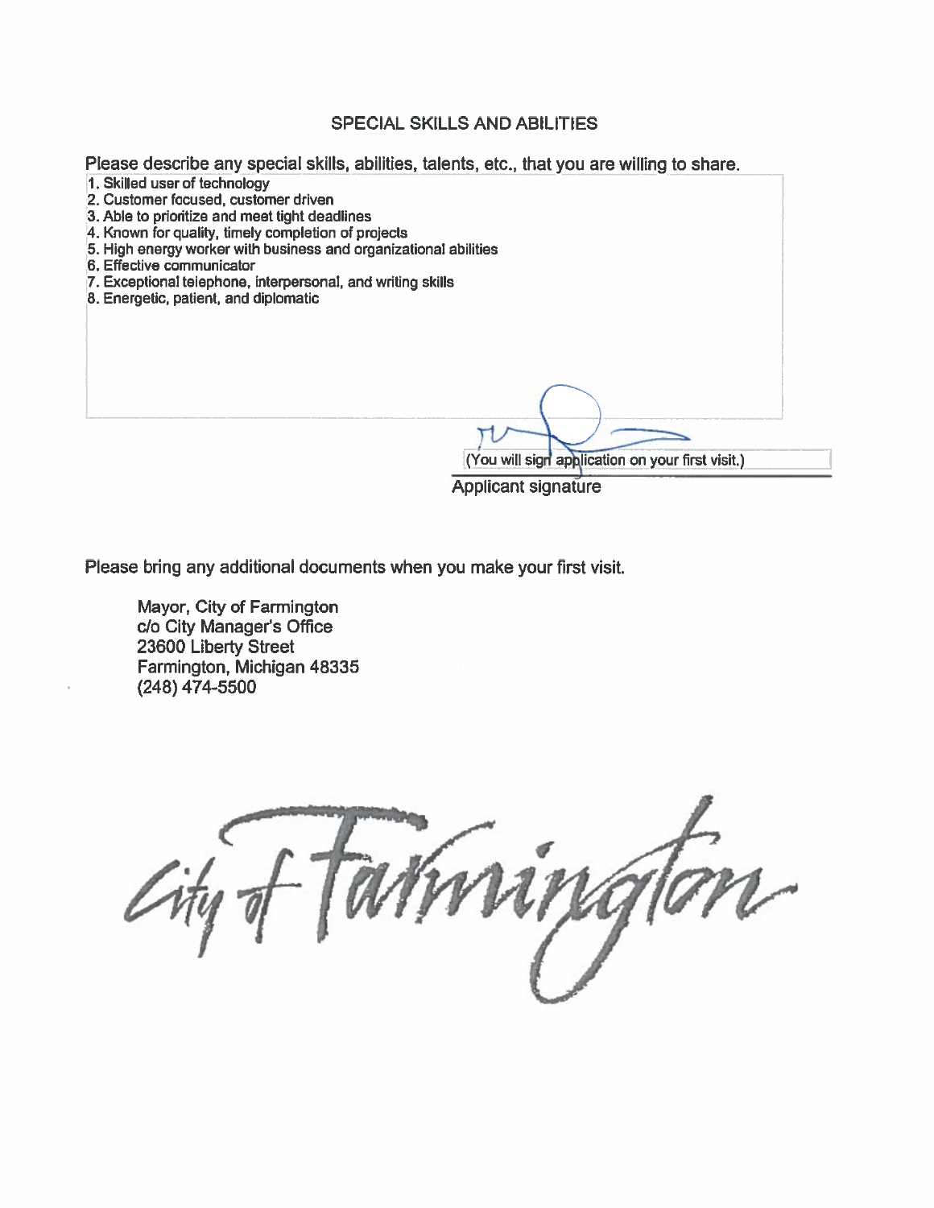## SPECIAL SKILLS AND ABILITIES

Please describe any special skills, abilities, talents, etc., that you are willing to share.

1. Skilled user of technology
2. Customer focused, customer driven
3. Able to prioritize and meet tight deadlines
4. Known for quality, timely completion of projects
5. High energy worker with business and organizational abilities
6. Effective communicator
7. Exceptional telephone, interpersonal, and writing skills
8. Energetic, patient, and diplomatic

(You will sign application on your first visit.)

Applicant signature

Please bring any additional documents when you make your first visit.

Mayor, City of Farmington
c/o City Manager's Office
23600 Liberty Street
Farmington, Michigan 48335
(248) 474-5500

City of Farmington